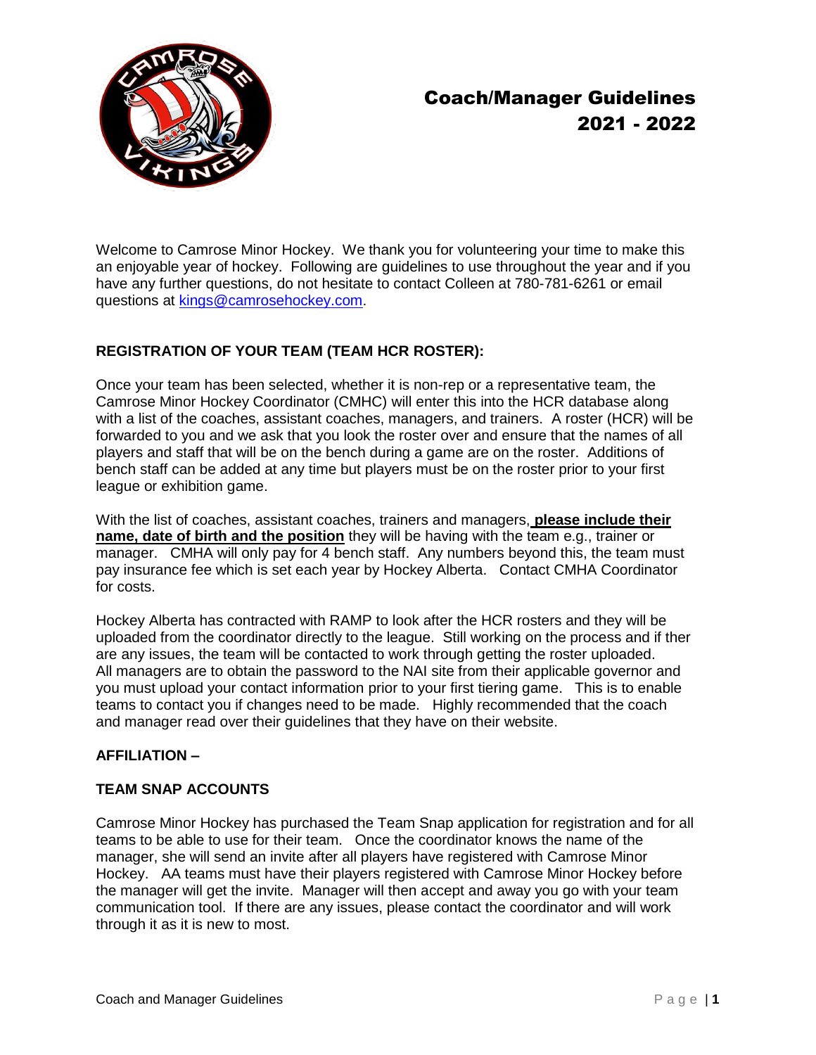# Coach/Manager Guidelines 2021 - 2022

Welcome to Camrose Minor Hockey. We thank you for volunteering your time to make this an enjoyable year of hockey. Following are guidelines to use throughout the year and if you have any further questions, do not hesitate to contact Colleen at 780-781-6261 or email questions at kings@camrosehockey.com.

## REGISTRATION OF YOUR TEAM (TEAM HCR ROSTER):

Once your team has been selected, whether it is non-rep or a representative team, the Camrose Minor Hockey Coordinator (CMHC) will enter this into the HCR database along with a list of the coaches, assistant coaches, managers, and trainers. A roster (HCR) will be forwarded to you and we ask that you look the roster over and ensure that the names of all players and staff that will be on the bench during a game are on the roster. Additions of bench staff can be added at any time but players must be on the roster prior to your first league or exhibition game.

With the list of coaches, assistant coaches, trainers and managers, **please include their name, date of birth and the position** they will be having with the team e.g., trainer or manager. CMHA will only pay for 4 bench staff. Any numbers beyond this, the team must pay insurance fee which is set each year by Hockey Alberta. Contact CMHA Coordinator for costs.

Hockey Alberta has contracted with RAMP to look after the HCR rosters and they will be uploaded from the coordinator directly to the league. Still working on the process and if ther are any issues, the team will be contacted to work through getting the roster uploaded. All managers are to obtain the password to the NAI site from their applicable governor and you must upload your contact information prior to your first tiering game. This is to enable teams to contact you if changes need to be made. Highly recommended that the coach and manager read over their guidelines that they have on their website.

## AFFILIATION –

## TEAM SNAP ACCOUNTS

Camrose Minor Hockey has purchased the Team Snap application for registration and for all teams to be able to use for their team. Once the coordinator knows the name of the manager, she will send an invite after all players have registered with Camrose Minor Hockey. AA teams must have their players registered with Camrose Minor Hockey before the manager will get the invite. Manager will then accept and away you go with your team communication tool. If there are any issues, please contact the coordinator and will work through it as it is new to most.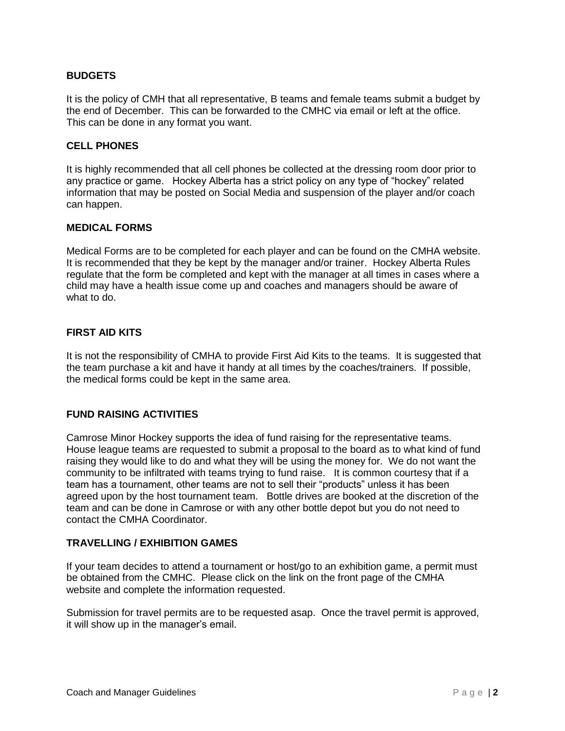## BUDGETS

It is the policy of CMH that all representative, B teams and female teams submit a budget by the end of December. This can be forwarded to the CMHC via email or left at the office. This can be done in any format you want.

## CELL PHONES

It is highly recommended that all cell phones be collected at the dressing room door prior to any practice or game. Hockey Alberta has a strict policy on any type of "hockey" related information that may be posted on Social Media and suspension of the player and/or coach can happen.

## MEDICAL FORMS

Medical Forms are to be completed for each player and can be found on the CMHA website. It is recommended that they be kept by the manager and/or trainer. Hockey Alberta Rules regulate that the form be completed and kept with the manager at all times in cases where a child may have a health issue come up and coaches and managers should be aware of what to do.

## FIRST AID KITS

It is not the responsibility of CMHA to provide First Aid Kits to the teams. It is suggested that the team purchase a kit and have it handy at all times by the coaches/trainers. If possible, the medical forms could be kept in the same area.

## FUND RAISING ACTIVITIES

Camrose Minor Hockey supports the idea of fund raising for the representative teams. House league teams are requested to submit a proposal to the board as to what kind of fund raising they would like to do and what they will be using the money for. We do not want the community to be infiltrated with teams trying to fund raise. It is common courtesy that if a team has a tournament, other teams are not to sell their "products" unless it has been agreed upon by the host tournament team. Bottle drives are booked at the discretion of the team and can be done in Camrose or with any other bottle depot but you do not need to contact the CMHA Coordinator.

## TRAVELLING / EXHIBITION GAMES

If your team decides to attend a tournament or host/go to an exhibition game, a permit must be obtained from the CMHC. Please click on the link on the front page of the CMHA website and complete the information requested.

Submission for travel permits are to be requested asap. Once the travel permit is approved, it will show up in the manager's email.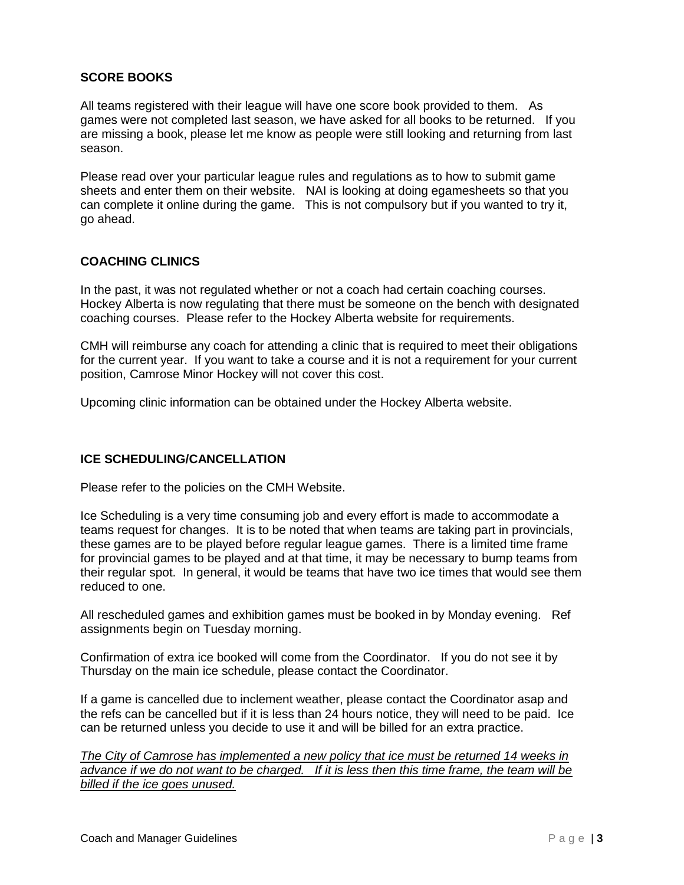## SCORE BOOKS

All teams registered with their league will have one score book provided to them. As games were not completed last season, we have asked for all books to be returned. If you are missing a book, please let me know as people were still looking and returning from last season.

Please read over your particular league rules and regulations as to how to submit game sheets and enter them on their website. NAI is looking at doing egamesheets so that you can complete it online during the game. This is not compulsory but if you wanted to try it, go ahead.

## COACHING CLINICS

In the past, it was not regulated whether or not a coach had certain coaching courses. Hockey Alberta is now regulating that there must be someone on the bench with designated coaching courses. Please refer to the Hockey Alberta website for requirements.

CMH will reimburse any coach for attending a clinic that is required to meet their obligations for the current year. If you want to take a course and it is not a requirement for your current position, Camrose Minor Hockey will not cover this cost.

Upcoming clinic information can be obtained under the Hockey Alberta website.

## ICE SCHEDULING/CANCELLATION

Please refer to the policies on the CMH Website.

Ice Scheduling is a very time consuming job and every effort is made to accommodate a teams request for changes. It is to be noted that when teams are taking part in provincials, these games are to be played before regular league games. There is a limited time frame for provincial games to be played and at that time, it may be necessary to bump teams from their regular spot. In general, it would be teams that have two ice times that would see them reduced to one.

All rescheduled games and exhibition games must be booked in by Monday evening. Ref assignments begin on Tuesday morning.

Confirmation of extra ice booked will come from the Coordinator. If you do not see it by Thursday on the main ice schedule, please contact the Coordinator.

If a game is cancelled due to inclement weather, please contact the Coordinator asap and the refs can be cancelled but if it is less than 24 hours notice, they will need to be paid. Ice can be returned unless you decide to use it and will be billed for an extra practice.

*The City of Camrose has implemented a new policy that ice must be returned 14 weeks in advance if we do not want to be charged. If it is less then this time frame, the team will be billed if the ice goes unused.*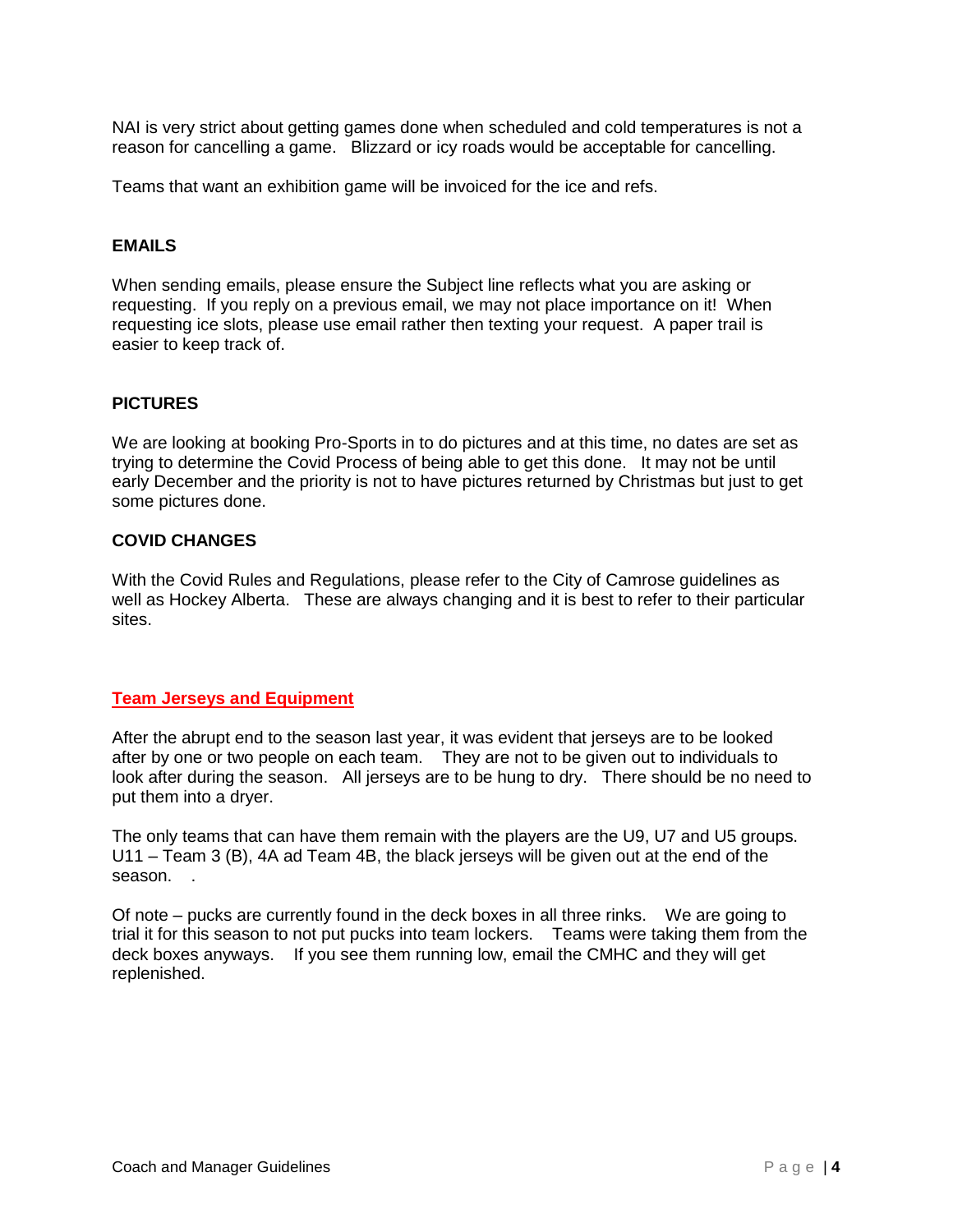NAI is very strict about getting games done when scheduled and cold temperatures is not a reason for cancelling a game. Blizzard or icy roads would be acceptable for cancelling.

Teams that want an exhibition game will be invoiced for the ice and refs.

### EMAILS

When sending emails, please ensure the Subject line reflects what you are asking or requesting. If you reply on a previous email, we may not place importance on it! When requesting ice slots, please use email rather then texting your request. A paper trail is easier to keep track of.

### PICTURES

We are looking at booking Pro-Sports in to do pictures and at this time, no dates are set as trying to determine the Covid Process of being able to get this done. It may not be until early December and the priority is not to have pictures returned by Christmas but just to get some pictures done.

### COVID CHANGES

With the Covid Rules and Regulations, please refer to the City of Camrose guidelines as well as Hockey Alberta. These are always changing and it is best to refer to their particular sites.

## Team Jerseys and Equipment

After the abrupt end to the season last year, it was evident that jerseys are to be looked after by one or two people on each team. They are not to be given out to individuals to look after during the season. All jerseys are to be hung to dry. There should be no need to put them into a dryer.

The only teams that can have them remain with the players are the U9, U7 and U5 groups. U11 – Team 3 (B), 4A ad Team 4B, the black jerseys will be given out at the end of the season. .

Of note – pucks are currently found in the deck boxes in all three rinks. We are going to trial it for this season to not put pucks into team lockers. Teams were taking them from the deck boxes anyways. If you see them running low, email the CMHC and they will get replenished.